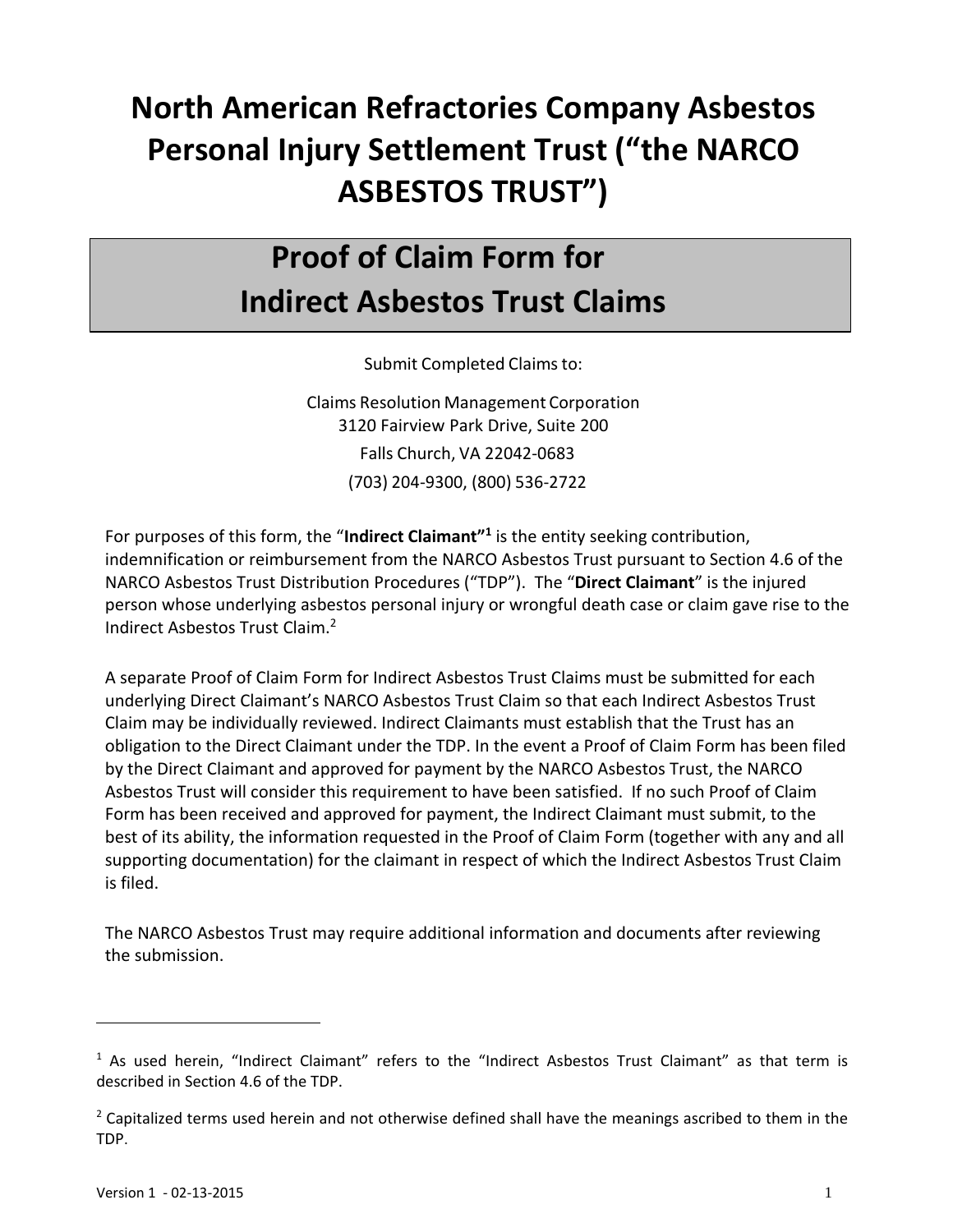# North American Refractories Company Asbestos Personal Injury Settlement Trust (“the NARCO ASBESTOS TRUST”)

## Proof of Claim Form for Indirect Asbestos Trust Claims

Submit Completed Claims to:

Claims Resolution Management Corporation
3120 Fairview Park Drive, Suite 200
Falls Church, VA 22042-0683
(703) 204-9300, (800) 536-2722

For purposes of this form, the “**Indirect Claimant”**[1] is the entity seeking contribution, indemnification or reimbursement from the NARCO Asbestos Trust pursuant to Section 4.6 of the NARCO Asbestos Trust Distribution Procedures (“TDP”). The “**Direct Claimant**” is the injured person whose underlying asbestos personal injury or wrongful death case or claim gave rise to the Indirect Asbestos Trust Claim.[2]

A separate Proof of Claim Form for Indirect Asbestos Trust Claims must be submitted for each underlying Direct Claimant’s NARCO Asbestos Trust Claim so that each Indirect Asbestos Trust Claim may be individually reviewed. Indirect Claimants must establish that the Trust has an obligation to the Direct Claimant under the TDP. In the event a Proof of Claim Form has been filed by the Direct Claimant and approved for payment by the NARCO Asbestos Trust, the NARCO Asbestos Trust will consider this requirement to have been satisfied. If no such Proof of Claim Form has been received and approved for payment, the Indirect Claimant must submit, to the best of its ability, the information requested in the Proof of Claim Form (together with any and all supporting documentation) for the claimant in respect of which the Indirect Asbestos Trust Claim is filed.

The NARCO Asbestos Trust may require additional information and documents after reviewing the submission.

---

[1] As used herein, “Indirect Claimant” refers to the “Indirect Asbestos Trust Claimant” as that term is described in Section 4.6 of the TDP.

[2] Capitalized terms used herein and not otherwise defined shall have the meanings ascribed to them in the TDP.

Version 1 - 02-13-2015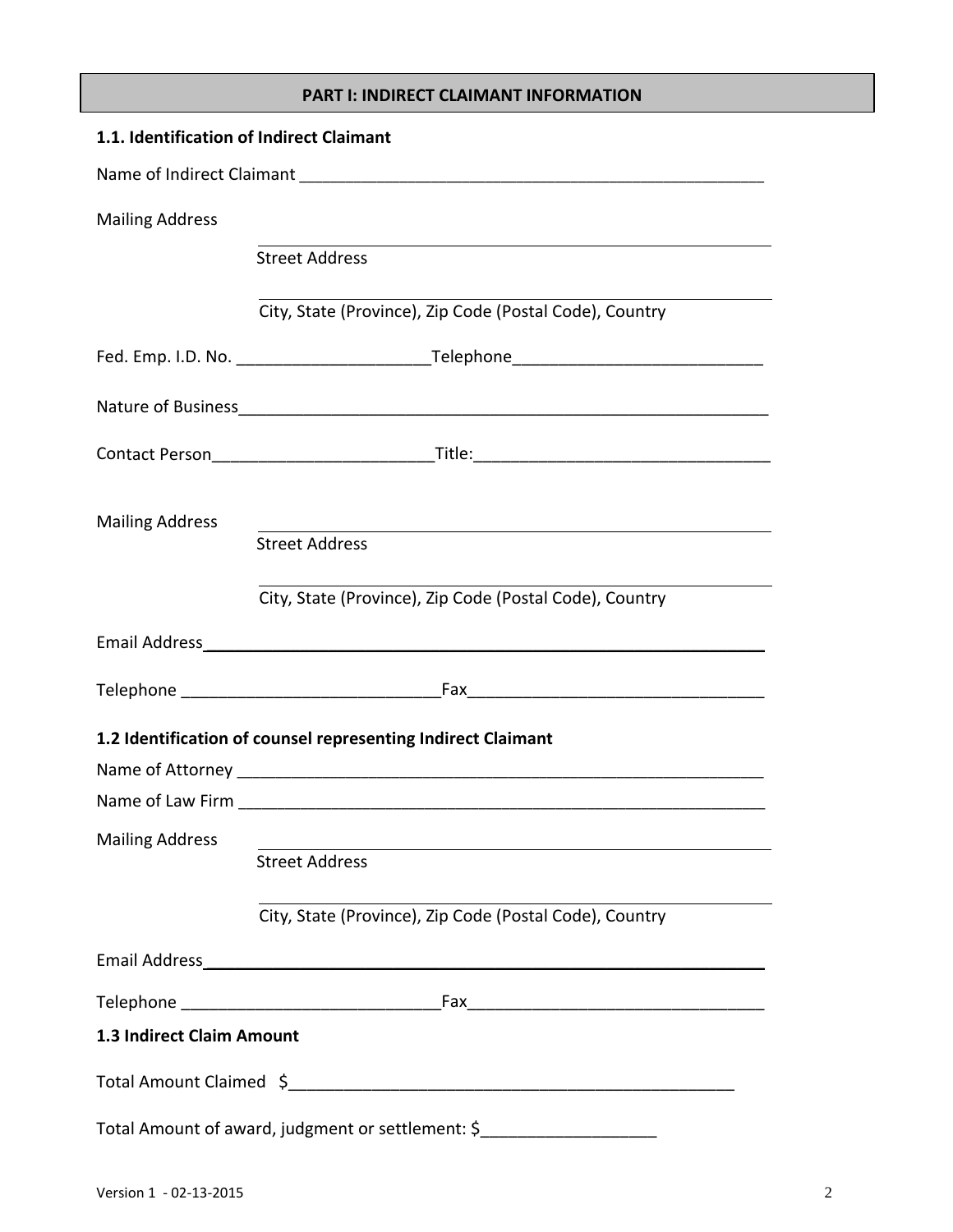## PART I: INDIRECT CLAIMANT INFORMATION

**1.1. Identification of Indirect Claimant**

Name of Indirect Claimant ____________________________________________________

Mailing Address

_____________________________________________________
Street Address

_____________________________________________________
City, State (Province), Zip Code (Postal Code), Country

Fed. Emp. I.D. No. _____________________Telephone__________________________

Nature of Business_________________________________________________________

Contact Person_______________________Title:_______________________________

Mailing Address

_____________________________________________________
Street Address

_____________________________________________________
City, State (Province), Zip Code (Postal Code), Country

Email Address____________________________________________________________

Telephone ____________________________Fax_______________________________

**1.2 Identification of counsel representing Indirect Claimant**

Name of Attorney __________________________________________________________

Name of Law Firm __________________________________________________________

Mailing Address

_____________________________________________________
Street Address

_____________________________________________________
City, State (Province), Zip Code (Postal Code), Country

Email Address____________________________________________________________

Telephone ____________________________Fax_______________________________

**1.3 Indirect Claim Amount**

Total Amount Claimed $_______________________________________________

Total Amount of award, judgment or settlement: $___________________

Version 1 - 02-13-2015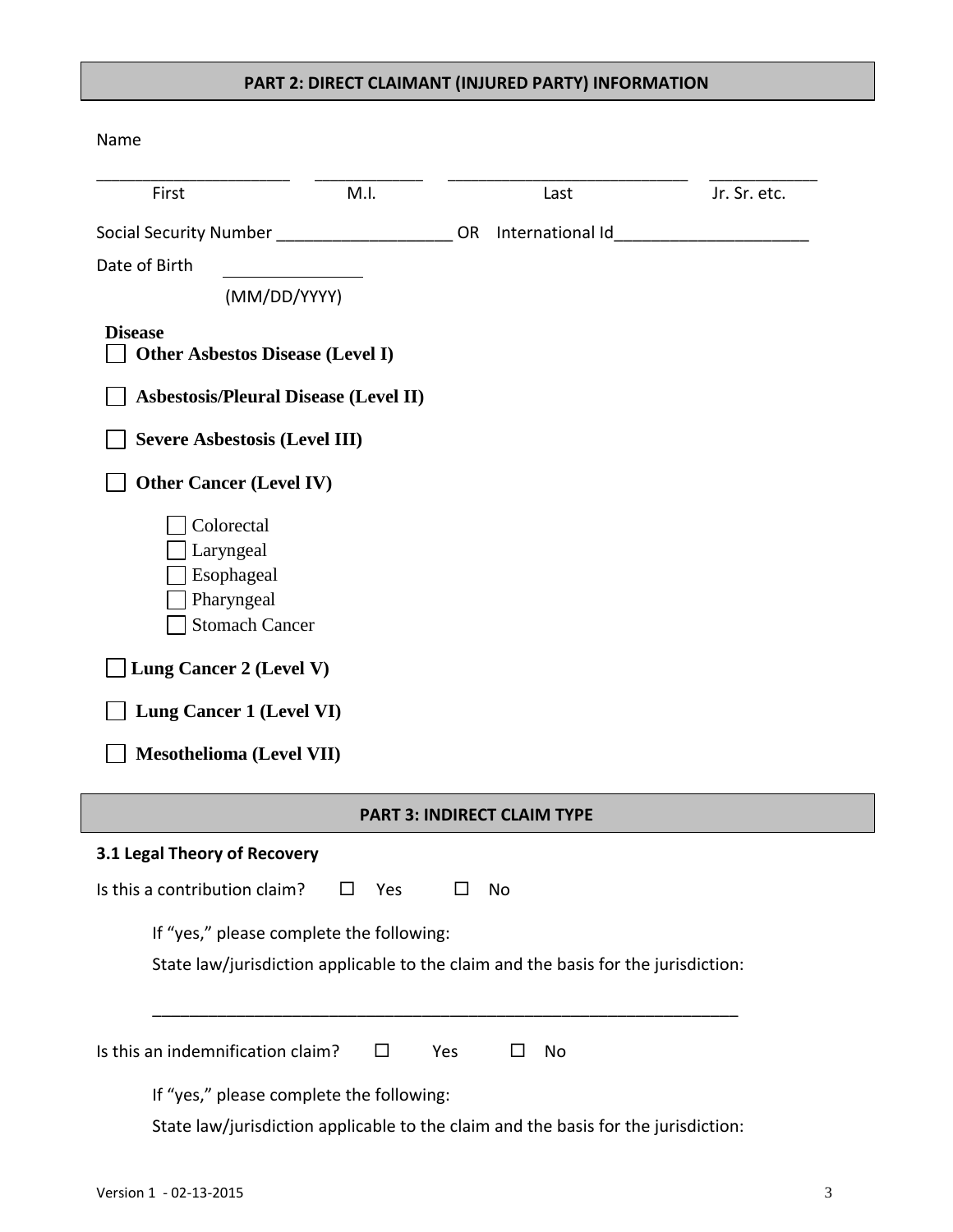## PART 2: DIRECT CLAIMANT (INJURED PARTY) INFORMATION

Name

| ______________________ | ____________ | ___________________________ | ____________ |
|---|---|---|---|
| First | M.I. | Last | Jr. Sr. etc. |

Social Security Number ___________________ OR International Id_____________________

Date of Birth ______________
(MM/DD/YYYY)

**Disease**

- ☐ **Other Asbestos Disease (Level I)**
- ☐ **Asbestosis/Pleural Disease (Level II)**
- ☐ **Severe Asbestosis (Level III)**
- ☐ **Other Cancer (Level IV)**
  - ☐ Colorectal
  - ☐ Laryngeal
  - ☐ Esophageal
  - ☐ Pharyngeal
  - ☐ Stomach Cancer
- ☐ **Lung Cancer 2 (Level V)**
- ☐ **Lung Cancer 1 (Level VI)**
- ☐ **Mesothelioma (Level VII)**

## PART 3: INDIRECT CLAIM TYPE

### 3.1 Legal Theory of Recovery

Is this a contribution claim? ☐ Yes ☐ No

If "yes," please complete the following:

State law/jurisdiction applicable to the claim and the basis for the jurisdiction:

_________________________________________________________________

Is this an indemnification claim? ☐ Yes ☐ No

If "yes," please complete the following:

State law/jurisdiction applicable to the claim and the basis for the jurisdiction: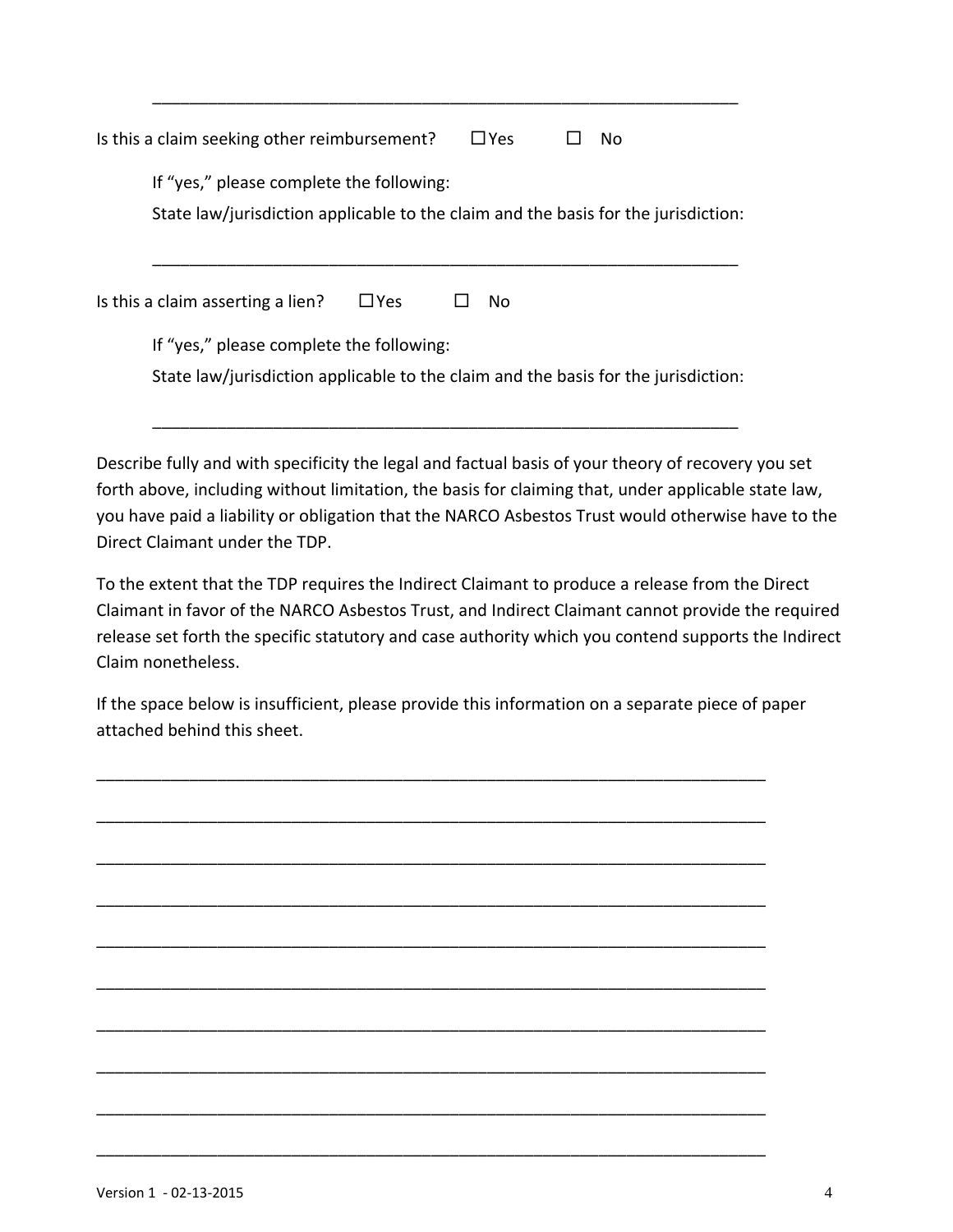\_\_\_\_\_\_\_\_\_\_\_\_\_\_\_\_\_\_\_\_\_\_\_\_\_\_\_\_\_\_\_\_\_\_\_\_\_\_\_\_\_\_\_\_\_\_\_\_\_\_\_\_\_\_\_\_\_\_\_\_\_\_

Is this a claim seeking other reimbursement? ☐ Yes ☐ No

If "yes," please complete the following:

State law/jurisdiction applicable to the claim and the basis for the jurisdiction:

\_\_\_\_\_\_\_\_\_\_\_\_\_\_\_\_\_\_\_\_\_\_\_\_\_\_\_\_\_\_\_\_\_\_\_\_\_\_\_\_\_\_\_\_\_\_\_\_\_\_\_\_\_\_\_\_\_\_\_\_\_\_

Is this a claim asserting a lien? ☐ Yes ☐ No

If "yes," please complete the following:

State law/jurisdiction applicable to the claim and the basis for the jurisdiction:

\_\_\_\_\_\_\_\_\_\_\_\_\_\_\_\_\_\_\_\_\_\_\_\_\_\_\_\_\_\_\_\_\_\_\_\_\_\_\_\_\_\_\_\_\_\_\_\_\_\_\_\_\_\_\_\_\_\_\_\_\_\_

Describe fully and with specificity the legal and factual basis of your theory of recovery you set forth above, including without limitation, the basis for claiming that, under applicable state law, you have paid a liability or obligation that the NARCO Asbestos Trust would otherwise have to the Direct Claimant under the TDP.

To the extent that the TDP requires the Indirect Claimant to produce a release from the Direct Claimant in favor of the NARCO Asbestos Trust, and Indirect Claimant cannot provide the required release set forth the specific statutory and case authority which you contend supports the Indirect Claim nonetheless.

If the space below is insufficient, please provide this information on a separate piece of paper attached behind this sheet.

\_\_\_\_\_\_\_\_\_\_\_\_\_\_\_\_\_\_\_\_\_\_\_\_\_\_\_\_\_\_\_\_\_\_\_\_\_\_\_\_\_\_\_\_\_\_\_\_\_\_\_\_\_\_\_\_\_\_\_\_\_\_\_\_\_\_\_\_\_\_

\_\_\_\_\_\_\_\_\_\_\_\_\_\_\_\_\_\_\_\_\_\_\_\_\_\_\_\_\_\_\_\_\_\_\_\_\_\_\_\_\_\_\_\_\_\_\_\_\_\_\_\_\_\_\_\_\_\_\_\_\_\_\_\_\_\_\_\_\_\_

\_\_\_\_\_\_\_\_\_\_\_\_\_\_\_\_\_\_\_\_\_\_\_\_\_\_\_\_\_\_\_\_\_\_\_\_\_\_\_\_\_\_\_\_\_\_\_\_\_\_\_\_\_\_\_\_\_\_\_\_\_\_\_\_\_\_\_\_\_\_

\_\_\_\_\_\_\_\_\_\_\_\_\_\_\_\_\_\_\_\_\_\_\_\_\_\_\_\_\_\_\_\_\_\_\_\_\_\_\_\_\_\_\_\_\_\_\_\_\_\_\_\_\_\_\_\_\_\_\_\_\_\_\_\_\_\_\_\_\_\_

\_\_\_\_\_\_\_\_\_\_\_\_\_\_\_\_\_\_\_\_\_\_\_\_\_\_\_\_\_\_\_\_\_\_\_\_\_\_\_\_\_\_\_\_\_\_\_\_\_\_\_\_\_\_\_\_\_\_\_\_\_\_\_\_\_\_\_\_\_\_

\_\_\_\_\_\_\_\_\_\_\_\_\_\_\_\_\_\_\_\_\_\_\_\_\_\_\_\_\_\_\_\_\_\_\_\_\_\_\_\_\_\_\_\_\_\_\_\_\_\_\_\_\_\_\_\_\_\_\_\_\_\_\_\_\_\_\_\_\_\_

\_\_\_\_\_\_\_\_\_\_\_\_\_\_\_\_\_\_\_\_\_\_\_\_\_\_\_\_\_\_\_\_\_\_\_\_\_\_\_\_\_\_\_\_\_\_\_\_\_\_\_\_\_\_\_\_\_\_\_\_\_\_\_\_\_\_\_\_\_\_

\_\_\_\_\_\_\_\_\_\_\_\_\_\_\_\_\_\_\_\_\_\_\_\_\_\_\_\_\_\_\_\_\_\_\_\_\_\_\_\_\_\_\_\_\_\_\_\_\_\_\_\_\_\_\_\_\_\_\_\_\_\_\_\_\_\_\_\_\_\_

\_\_\_\_\_\_\_\_\_\_\_\_\_\_\_\_\_\_\_\_\_\_\_\_\_\_\_\_\_\_\_\_\_\_\_\_\_\_\_\_\_\_\_\_\_\_\_\_\_\_\_\_\_\_\_\_\_\_\_\_\_\_\_\_\_\_\_\_\_\_

\_\_\_\_\_\_\_\_\_\_\_\_\_\_\_\_\_\_\_\_\_\_\_\_\_\_\_\_\_\_\_\_\_\_\_\_\_\_\_\_\_\_\_\_\_\_\_\_\_\_\_\_\_\_\_\_\_\_\_\_\_\_\_\_\_\_\_\_\_\_

Version 1 - 02-13-2015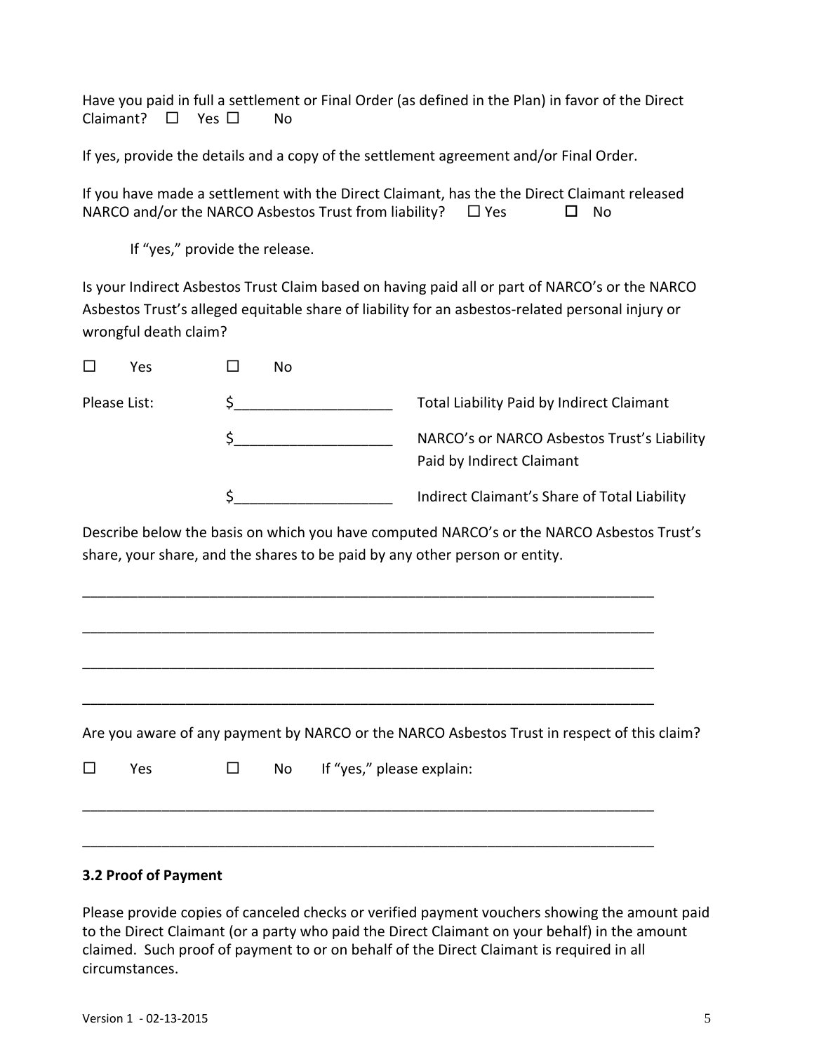Have you paid in full a settlement or Final Order (as defined in the Plan) in favor of the Direct Claimant? ☐ Yes ☐ No

If yes, provide the details and a copy of the settlement agreement and/or Final Order.

If you have made a settlement with the Direct Claimant, has the the Direct Claimant released NARCO and/or the NARCO Asbestos Trust from liability? ☐ Yes ☐ No

If "yes," provide the release.

Is your Indirect Asbestos Trust Claim based on having paid all or part of NARCO's or the NARCO Asbestos Trust's alleged equitable share of liability for an asbestos-related personal injury or wrongful death claim?

☐ Yes ☐ No

Please List:

$____________________ Total Liability Paid by Indirect Claimant

$____________________ NARCO's or NARCO Asbestos Trust's Liability Paid by Indirect Claimant

$____________________ Indirect Claimant's Share of Total Liability

Describe below the basis on which you have computed NARCO's or the NARCO Asbestos Trust's share, your share, and the shares to be paid by any other person or entity.

________________________________________________________________________

________________________________________________________________________

________________________________________________________________________

________________________________________________________________________

Are you aware of any payment by NARCO or the NARCO Asbestos Trust in respect of this claim?

☐ Yes ☐ No If "yes," please explain:

________________________________________________________________________

________________________________________________________________________

**3.2 Proof of Payment**

Please provide copies of canceled checks or verified payment vouchers showing the amount paid to the Direct Claimant (or a party who paid the Direct Claimant on your behalf) in the amount claimed. Such proof of payment to or on behalf of the Direct Claimant is required in all circumstances.

Version 1 - 02-13-2015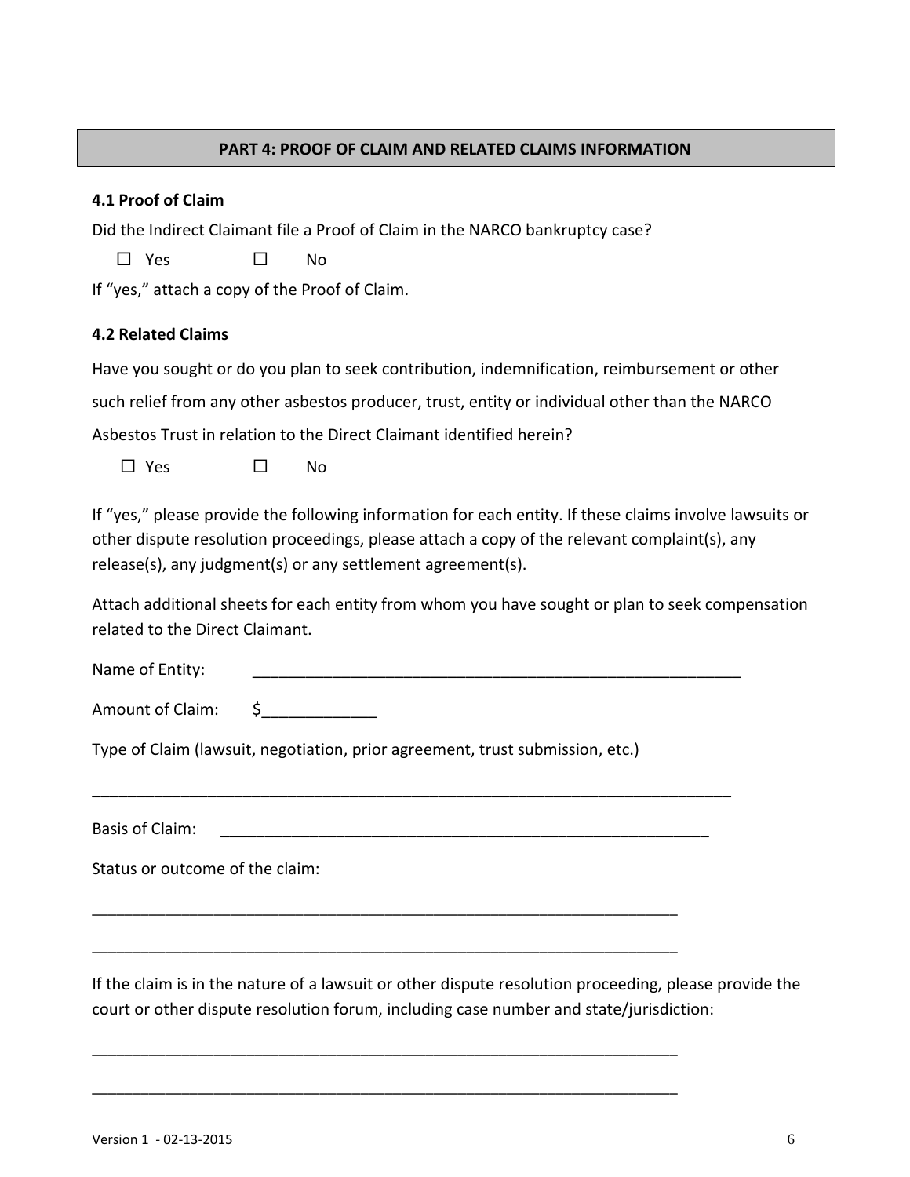## PART 4: PROOF OF CLAIM AND RELATED CLAIMS INFORMATION

### 4.1 Proof of Claim

Did the Indirect Claimant file a Proof of Claim in the NARCO bankruptcy case?

☐ Yes ☐ No

If "yes," attach a copy of the Proof of Claim.

### 4.2 Related Claims

Have you sought or do you plan to seek contribution, indemnification, reimbursement or other such relief from any other asbestos producer, trust, entity or individual other than the NARCO Asbestos Trust in relation to the Direct Claimant identified herein?

☐ Yes ☐ No

If "yes," please provide the following information for each entity. If these claims involve lawsuits or other dispute resolution proceedings, please attach a copy of the relevant complaint(s), any release(s), any judgment(s) or any settlement agreement(s).

Attach additional sheets for each entity from whom you have sought or plan to seek compensation related to the Direct Claimant.

Name of Entity: ________________________________________________________

Amount of Claim: $_____________

Type of Claim (lawsuit, negotiation, prior agreement, trust submission, etc.)

___________________________________________________________________________

Basis of Claim: _________________________________________________________

Status or outcome of the claim:

______________________________________________________________________

______________________________________________________________________

If the claim is in the nature of a lawsuit or other dispute resolution proceeding, please provide the court or other dispute resolution forum, including case number and state/jurisdiction:

______________________________________________________________________

______________________________________________________________________

Version 1 - 02-13-2015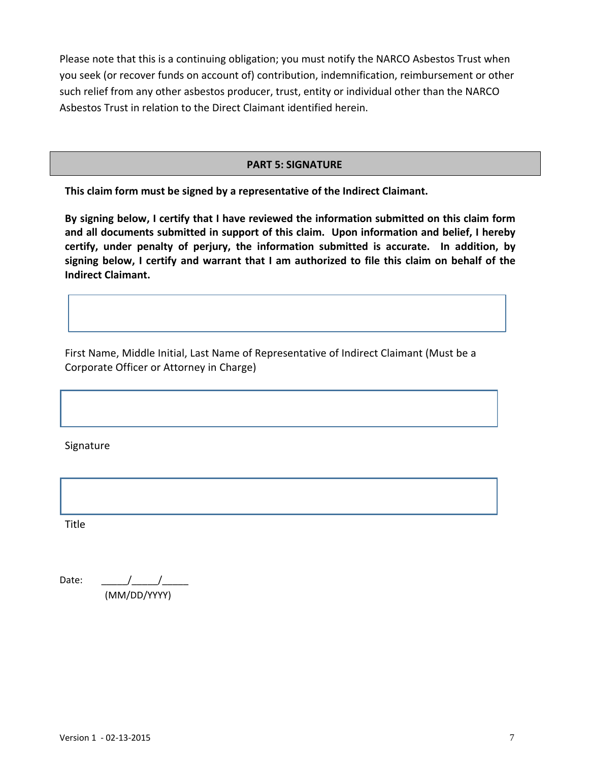Please note that this is a continuing obligation; you must notify the NARCO Asbestos Trust when you seek (or recover funds on account of) contribution, indemnification, reimbursement or other such relief from any other asbestos producer, trust, entity or individual other than the NARCO Asbestos Trust in relation to the Direct Claimant identified herein.

## PART 5: SIGNATURE

**This claim form must be signed by a representative of the Indirect Claimant.**

**By signing below, I certify that I have reviewed the information submitted on this claim form and all documents submitted in support of this claim. Upon information and belief, I hereby certify, under penalty of perjury, the information submitted is accurate. In addition, by signing below, I certify and warrant that I am authorized to file this claim on behalf of the Indirect Claimant.**

First Name, Middle Initial, Last Name of Representative of Indirect Claimant (Must be a Corporate Officer or Attorney in Charge)

Signature

Title

Date: _____/_____/_____
(MM/DD/YYYY)

Version 1 - 02-13-2015